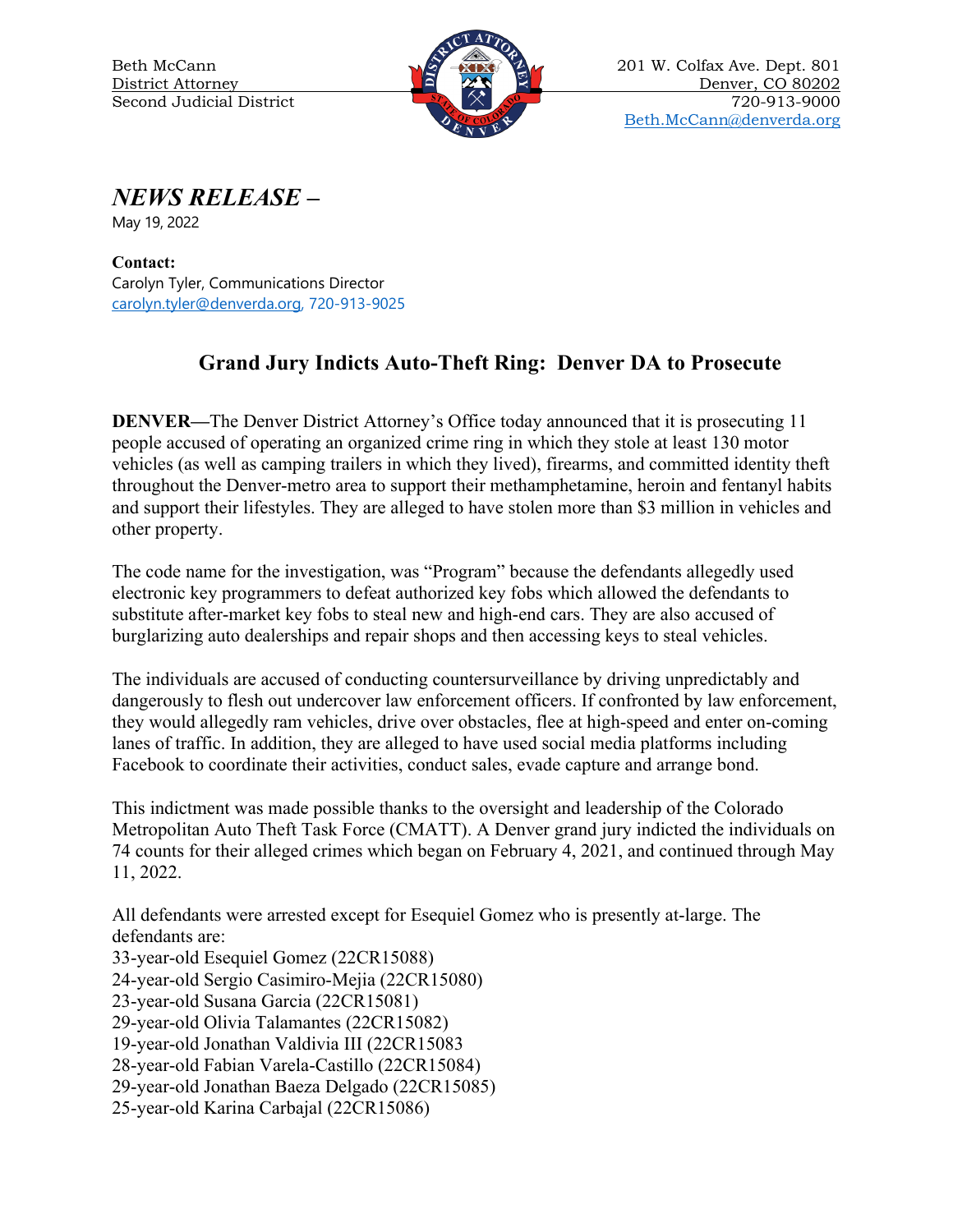Beth McCann
District Attorney
Second Judicial District

201 W. Colfax Ave. Dept. 801
Denver, CO 80202
720-913-9000
Beth.McCann@denverda.org

***NEWS RELEASE –***

May 19, 2022

**Contact:**
Carolyn Tyler, Communications Director
carolyn.tyler@denverda.org, 720-913-9025

## Grand Jury Indicts Auto-Theft Ring: Denver DA to Prosecute

**DENVER—**The Denver District Attorney's Office today announced that it is prosecuting 11 people accused of operating an organized crime ring in which they stole at least 130 motor vehicles (as well as camping trailers in which they lived), firearms, and committed identity theft throughout the Denver-metro area to support their methamphetamine, heroin and fentanyl habits and support their lifestyles. They are alleged to have stolen more than $3 million in vehicles and other property.

The code name for the investigation, was "Program" because the defendants allegedly used electronic key programmers to defeat authorized key fobs which allowed the defendants to substitute after-market key fobs to steal new and high-end cars. They are also accused of burglarizing auto dealerships and repair shops and then accessing keys to steal vehicles.

The individuals are accused of conducting countersurveillance by driving unpredictably and dangerously to flesh out undercover law enforcement officers. If confronted by law enforcement, they would allegedly ram vehicles, drive over obstacles, flee at high-speed and enter on-coming lanes of traffic. In addition, they are alleged to have used social media platforms including Facebook to coordinate their activities, conduct sales, evade capture and arrange bond.

This indictment was made possible thanks to the oversight and leadership of the Colorado Metropolitan Auto Theft Task Force (CMATT). A Denver grand jury indicted the individuals on 74 counts for their alleged crimes which began on February 4, 2021, and continued through May 11, 2022.

All defendants were arrested except for Esequiel Gomez who is presently at-large. The defendants are:
33-year-old Esequiel Gomez (22CR15088)
24-year-old Sergio Casimiro-Mejia (22CR15080)
23-year-old Susana Garcia (22CR15081)
29-year-old Olivia Talamantes (22CR15082)
19-year-old Jonathan Valdivia III (22CR15083
28-year-old Fabian Varela-Castillo (22CR15084)
29-year-old Jonathan Baeza Delgado (22CR15085)
25-year-old Karina Carbajal (22CR15086)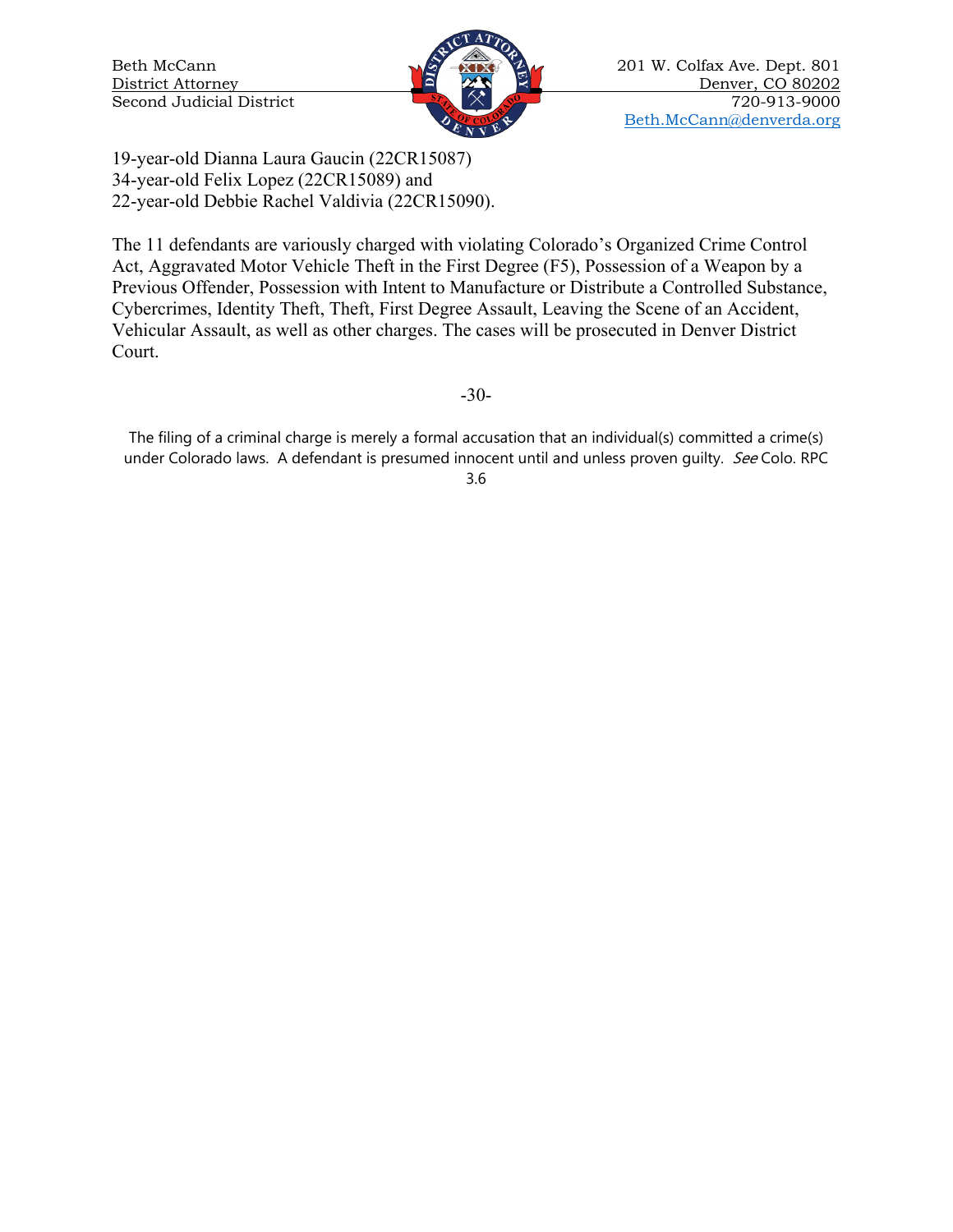19-year-old Dianna Laura Gaucin (22CR15087)
34-year-old Felix Lopez (22CR15089) and
22-year-old Debbie Rachel Valdivia (22CR15090).

The 11 defendants are variously charged with violating Colorado's Organized Crime Control Act, Aggravated Motor Vehicle Theft in the First Degree (F5), Possession of a Weapon by a Previous Offender, Possession with Intent to Manufacture or Distribute a Controlled Substance, Cybercrimes, Identity Theft, Theft, First Degree Assault, Leaving the Scene of an Accident, Vehicular Assault, as well as other charges. The cases will be prosecuted in Denver District Court.

-30-

The filing of a criminal charge is merely a formal accusation that an individual(s) committed a crime(s) under Colorado laws. A defendant is presumed innocent until and unless proven guilty. *See* Colo. RPC 3.6